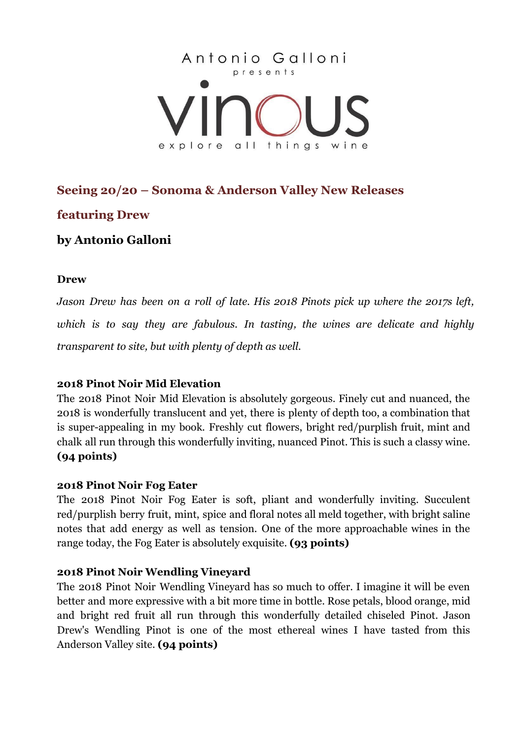Antonio Galloni

presents

# vinous

explore all things wine

## Seeing 20/20 – Sonoma & Anderson Valley New Releases

## featuring Drew

### by Antonio Galloni

**Drew**

*Jason Drew has been on a roll of late. His 2018 Pinots pick up where the 2017s left, which is to say they are fabulous. In tasting, the wines are delicate and highly transparent to site, but with plenty of depth as well.*

**2018 Pinot Noir Mid Elevation**

The 2018 Pinot Noir Mid Elevation is absolutely gorgeous. Finely cut and nuanced, the 2018 is wonderfully translucent and yet, there is plenty of depth too, a combination that is super-appealing in my book. Freshly cut flowers, bright red/purplish fruit, mint and chalk all run through this wonderfully inviting, nuanced Pinot. This is such a classy wine. **(94 points)**

**2018 Pinot Noir Fog Eater**

The 2018 Pinot Noir Fog Eater is soft, pliant and wonderfully inviting. Succulent red/purplish berry fruit, mint, spice and floral notes all meld together, with bright saline notes that add energy as well as tension. One of the more approachable wines in the range today, the Fog Eater is absolutely exquisite. **(93 points)**

**2018 Pinot Noir Wendling Vineyard**

The 2018 Pinot Noir Wendling Vineyard has so much to offer. I imagine it will be even better and more expressive with a bit more time in bottle. Rose petals, blood orange, mid and bright red fruit all run through this wonderfully detailed chiseled Pinot. Jason Drew's Wendling Pinot is one of the most ethereal wines I have tasted from this Anderson Valley site. **(94 points)**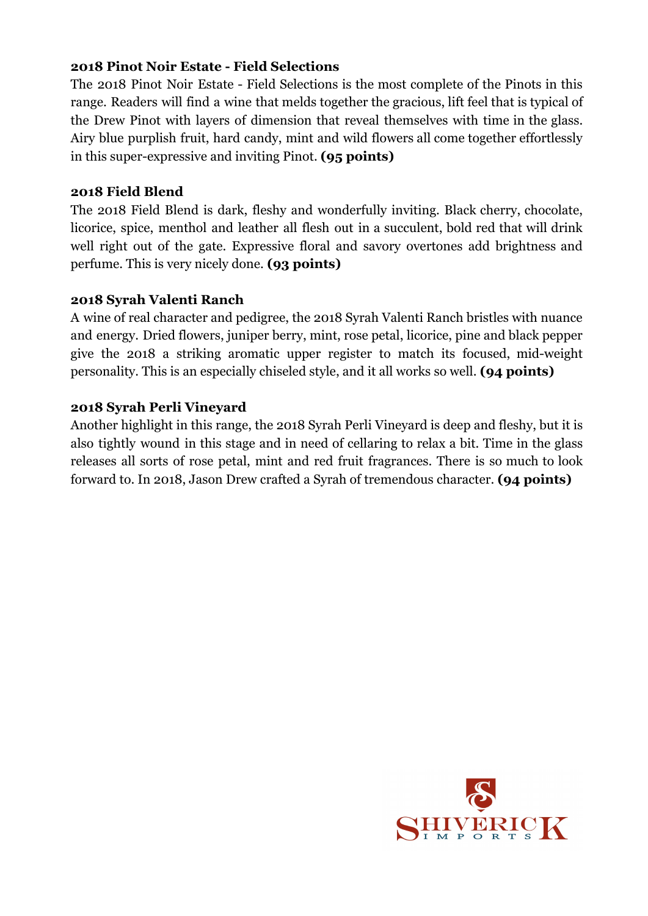**2018 Pinot Noir Estate - Field Selections**

The 2018 Pinot Noir Estate - Field Selections is the most complete of the Pinots in this range. Readers will find a wine that melds together the gracious, lift feel that is typical of the Drew Pinot with layers of dimension that reveal themselves with time in the glass. Airy blue purplish fruit, hard candy, mint and wild flowers all come together effortlessly in this super-expressive and inviting Pinot. **(95 points)**

**2018 Field Blend**

The 2018 Field Blend is dark, fleshy and wonderfully inviting. Black cherry, chocolate, licorice, spice, menthol and leather all flesh out in a succulent, bold red that will drink well right out of the gate. Expressive floral and savory overtones add brightness and perfume. This is very nicely done. **(93 points)**

**2018 Syrah Valenti Ranch**

A wine of real character and pedigree, the 2018 Syrah Valenti Ranch bristles with nuance and energy. Dried flowers, juniper berry, mint, rose petal, licorice, pine and black pepper give the 2018 a striking aromatic upper register to match its focused, mid-weight personality. This is an especially chiseled style, and it all works so well. **(94 points)**

**2018 Syrah Perli Vineyard**

Another highlight in this range, the 2018 Syrah Perli Vineyard is deep and fleshy, but it is also tightly wound in this stage and in need of cellaring to relax a bit. Time in the glass releases all sorts of rose petal, mint and red fruit fragrances. There is so much to look forward to. In 2018, Jason Drew crafted a Syrah of tremendous character. **(94 points)**